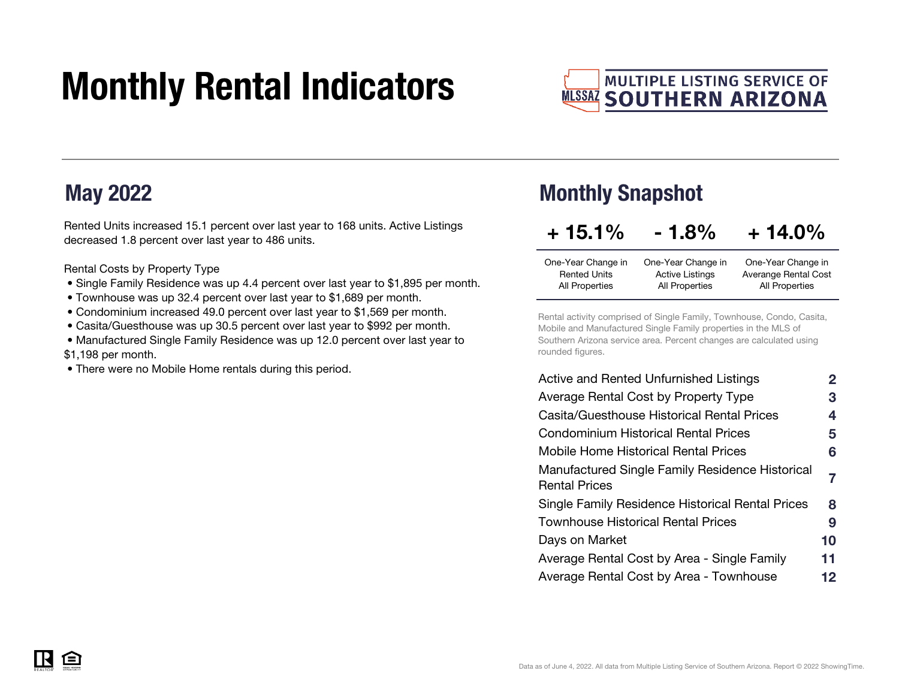# Monthly Rental Indicators

MULTIPLE LISTING SERVICE OF SOUTHERN ARIZONA

## May 2022

Rented Units increased 15.1 percent over last year to 168 units. Active Listings decreased 1.8 percent over last year to 486 units.

Rental Costs by Property Type

- Single Family Residence was up 4.4 percent over last year to $1,895 per month.
- Townhouse was up 32.4 percent over last year to $1,689 per month.
- Condominium increased 49.0 percent over last year to $1,569 per month.
- Casita/Guesthouse was up 30.5 percent over last year to $992 per month.
- Manufactured Single Family Residence was up 12.0 percent over last year to $1,198 per month.
- There were no Mobile Home rentals during this period.

## Monthly Snapshot

| + 15.1% | - 1.8% | + 14.0% |
|---|---|---|
| One-Year Change in Rented Units All Properties | One-Year Change in Active Listings All Properties | One-Year Change in Averange Rental Cost All Properties |

Rental activity comprised of Single Family, Townhouse, Condo, Casita, Mobile and Manufactured Single Family properties in the MLS of Southern Arizona service area. Percent changes are calculated using rounded figures.

| | |
|---|---|
| Active and Rented Unfurnished Listings | 2 |
| Average Rental Cost by Property Type | 3 |
| Casita/Guesthouse Historical Rental Prices | 4 |
| Condominium Historical Rental Prices | 5 |
| Mobile Home Historical Rental Prices | 6 |
| Manufactured Single Family Residence Historical Rental Prices | 7 |
| Single Family Residence Historical Rental Prices | 8 |
| Townhouse Historical Rental Prices | 9 |
| Days on Market | 10 |
| Average Rental Cost by Area - Single Family | 11 |
| Average Rental Cost by Area - Townhouse | 12 |

Data as of June 4, 2022. All data from Multiple Listing Service of Southern Arizona. Report © 2022 ShowingTime.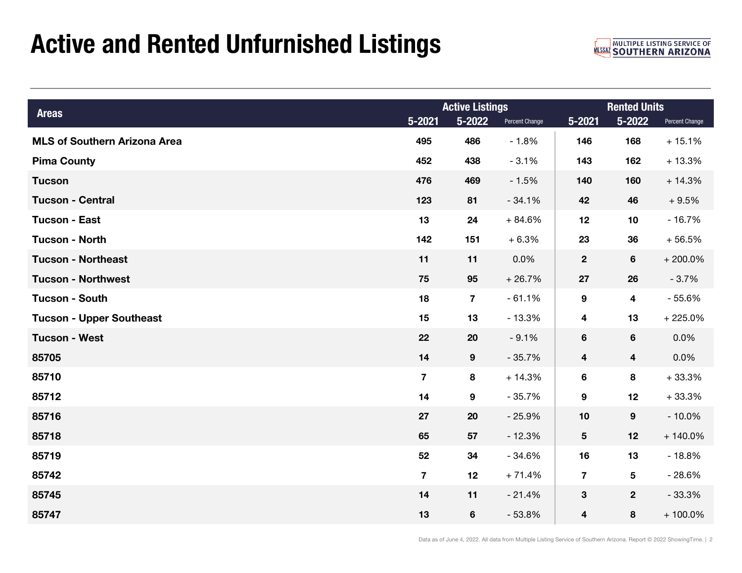# Active and Rented Unfurnished Listings

| Areas | Active Listings | | | Rented Units | | |
|---|---|---|---|---|---|---|
| | 5-2021 | 5-2022 | Percent Change | 5-2021 | 5-2022 | Percent Change |
| **MLS of Southern Arizona Area** | 495 | 486 | - 1.8% | 146 | 168 | + 15.1% |
| **Pima County** | 452 | 438 | - 3.1% | 143 | 162 | + 13.3% |
| **Tucson** | 476 | 469 | - 1.5% | 140 | 160 | + 14.3% |
| **Tucson - Central** | 123 | 81 | - 34.1% | 42 | 46 | + 9.5% |
| **Tucson - East** | 13 | 24 | + 84.6% | 12 | 10 | - 16.7% |
| **Tucson - North** | 142 | 151 | + 6.3% | 23 | 36 | + 56.5% |
| **Tucson - Northeast** | 11 | 11 | 0.0% | 2 | 6 | + 200.0% |
| **Tucson - Northwest** | 75 | 95 | + 26.7% | 27 | 26 | - 3.7% |
| **Tucson - South** | 18 | 7 | - 61.1% | 9 | 4 | - 55.6% |
| **Tucson - Upper Southeast** | 15 | 13 | - 13.3% | 4 | 13 | + 225.0% |
| **Tucson - West** | 22 | 20 | - 9.1% | 6 | 6 | 0.0% |
| **85705** | 14 | 9 | - 35.7% | 4 | 4 | 0.0% |
| **85710** | 7 | 8 | + 14.3% | 6 | 8 | + 33.3% |
| **85712** | 14 | 9 | - 35.7% | 9 | 12 | + 33.3% |
| **85716** | 27 | 20 | - 25.9% | 10 | 9 | - 10.0% |
| **85718** | 65 | 57 | - 12.3% | 5 | 12 | + 140.0% |
| **85719** | 52 | 34 | - 34.6% | 16 | 13 | - 18.8% |
| **85742** | 7 | 12 | + 71.4% | 7 | 5 | - 28.6% |
| **85745** | 14 | 11 | - 21.4% | 3 | 2 | - 33.3% |
| **85747** | 13 | 6 | - 53.8% | 4 | 8 | + 100.0% |

Data as of June 4, 2022. All data from Multiple Listing Service of Southern Arizona. Report © 2022 ShowingTime.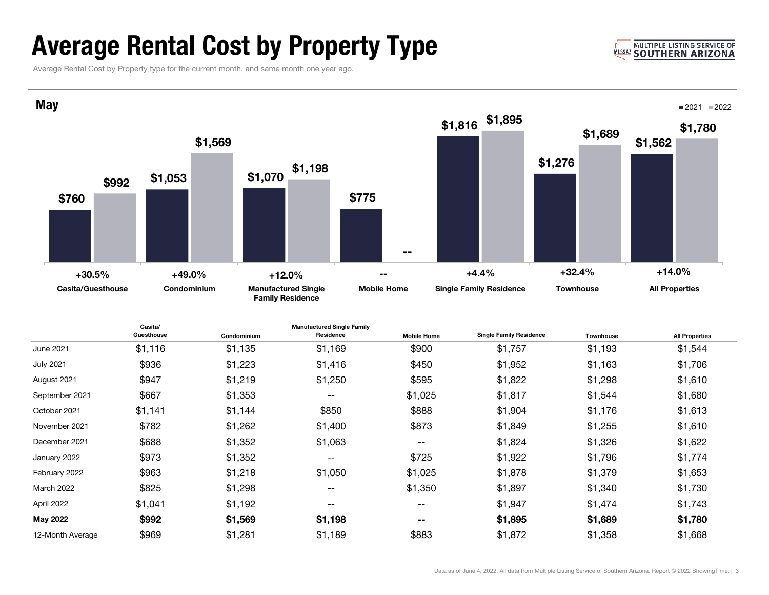# Average Rental Cost by Property Type

Average Rental Cost by Property type for the current month, and same month one year ago.

## May

| Property Type | 2021 | 2022 | Change |
|---|---|---|---|
| Casita/Guesthouse | $760 | $992 | +30.5% |
| Condominium | $1,053 | $1,569 | +49.0% |
| Manufactured Single Family Residence | $1,070 | $1,198 | +12.0% |
| Mobile Home | $775 | -- | -- |
| Single Family Residence | $1,816 | $1,895 | +4.4% |
| Townhouse | $1,276 | $1,689 | +32.4% |
| All Properties | $1,562 | $1,780 | +14.0% |

| | Casita/ Guesthouse | Condominium | Manufactured Single Family Residence | Mobile Home | Single Family Residence | Townhouse | All Properties |
|---|---|---|---|---|---|---|---|
| June 2021 | $1,116 | $1,135 | $1,169 | $900 | $1,757 | $1,193 | $1,544 |
| July 2021 | $936 | $1,223 | $1,416 | $450 | $1,952 | $1,163 | $1,706 |
| August 2021 | $947 | $1,219 | $1,250 | $595 | $1,822 | $1,298 | $1,610 |
| September 2021 | $667 | $1,353 | -- | $1,025 | $1,817 | $1,544 | $1,680 |
| October 2021 | $1,141 | $1,144 | $850 | $888 | $1,904 | $1,176 | $1,613 |
| November 2021 | $782 | $1,262 | $1,400 | $873 | $1,849 | $1,255 | $1,610 |
| December 2021 | $688 | $1,352 | $1,063 | -- | $1,824 | $1,326 | $1,622 |
| January 2022 | $973 | $1,352 | -- | $725 | $1,922 | $1,796 | $1,774 |
| February 2022 | $963 | $1,218 | $1,050 | $1,025 | $1,878 | $1,379 | $1,653 |
| March 2022 | $825 | $1,298 | -- | $1,350 | $1,897 | $1,340 | $1,730 |
| April 2022 | $1,041 | $1,192 | -- | -- | $1,947 | $1,474 | $1,743 |
| **May 2022** | **$992** | **$1,569** | **$1,198** | **--** | **$1,895** | **$1,689** | **$1,780** |
| 12-Month Average | $969 | $1,281 | $1,189 | $883 | $1,872 | $1,358 | $1,668 |

Data as of June 4, 2022. All data from Multiple Listing Service of Southern Arizona. Report © 2022 ShowingTime.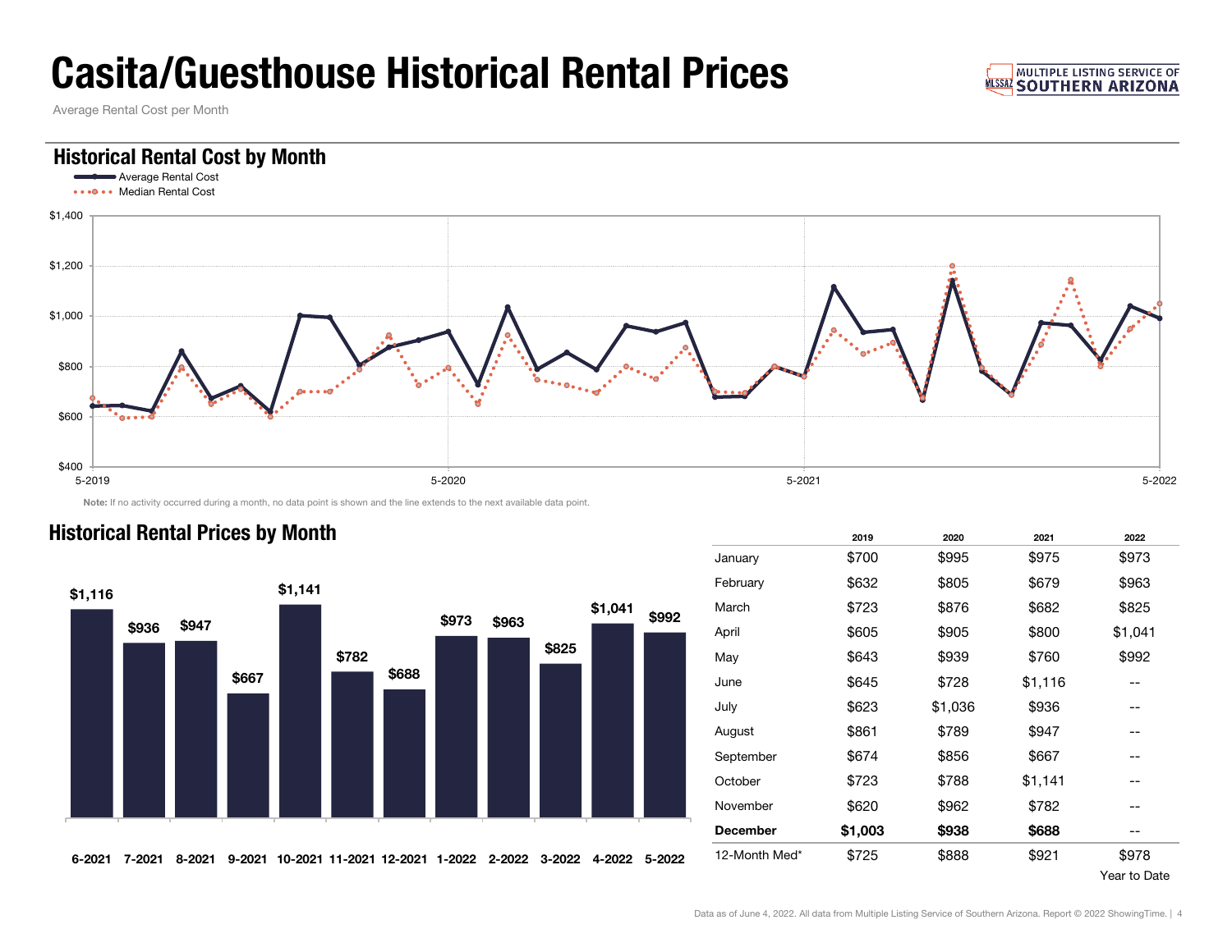# Casita/Guesthouse Historical Rental Prices

Average Rental Cost per Month

## Historical Rental Cost by Month

Average Rental Cost
Median Rental Cost

Note: If no activity occurred during a month, no data point is shown and the line extends to the next available data point.

## Historical Rental Prices by Month

| 6-2021 | 7-2021 | 8-2021 | 9-2021 | 10-2021 | 11-2021 | 12-2021 | 1-2022 | 2-2022 | 3-2022 | 4-2022 | 5-2022 |
|---|---|---|---|---|---|---|---|---|---|---|---|
| $1,116 | $936 | $947 | $667 | $1,141 | $782 | $688 | $973 | $963 | $825 | $1,041 | $992 |

| | 2019 | 2020 | 2021 | 2022 |
|---|---|---|---|---|
| January | $700 | $995 | $975 | $973 |
| February | $632 | $805 | $679 | $963 |
| March | $723 | $876 | $682 | $825 |
| April | $605 | $905 | $800 | $1,041 |
| May | $643 | $939 | $760 | $992 |
| June | $645 | $728 | $1,116 | -- |
| July | $623 | $1,036 | $936 | -- |
| August | $861 | $789 | $947 | -- |
| September | $674 | $856 | $667 | -- |
| October | $723 | $788 | $1,141 | -- |
| November | $620 | $962 | $782 | -- |
| **December** | **$1,003** | **$938** | **$688** | -- |
| 12-Month Med* | $725 | $888 | $921 | $978 |

Year to Date

Data as of June 4, 2022. All data from Multiple Listing Service of Southern Arizona. Report © 2022 ShowingTime.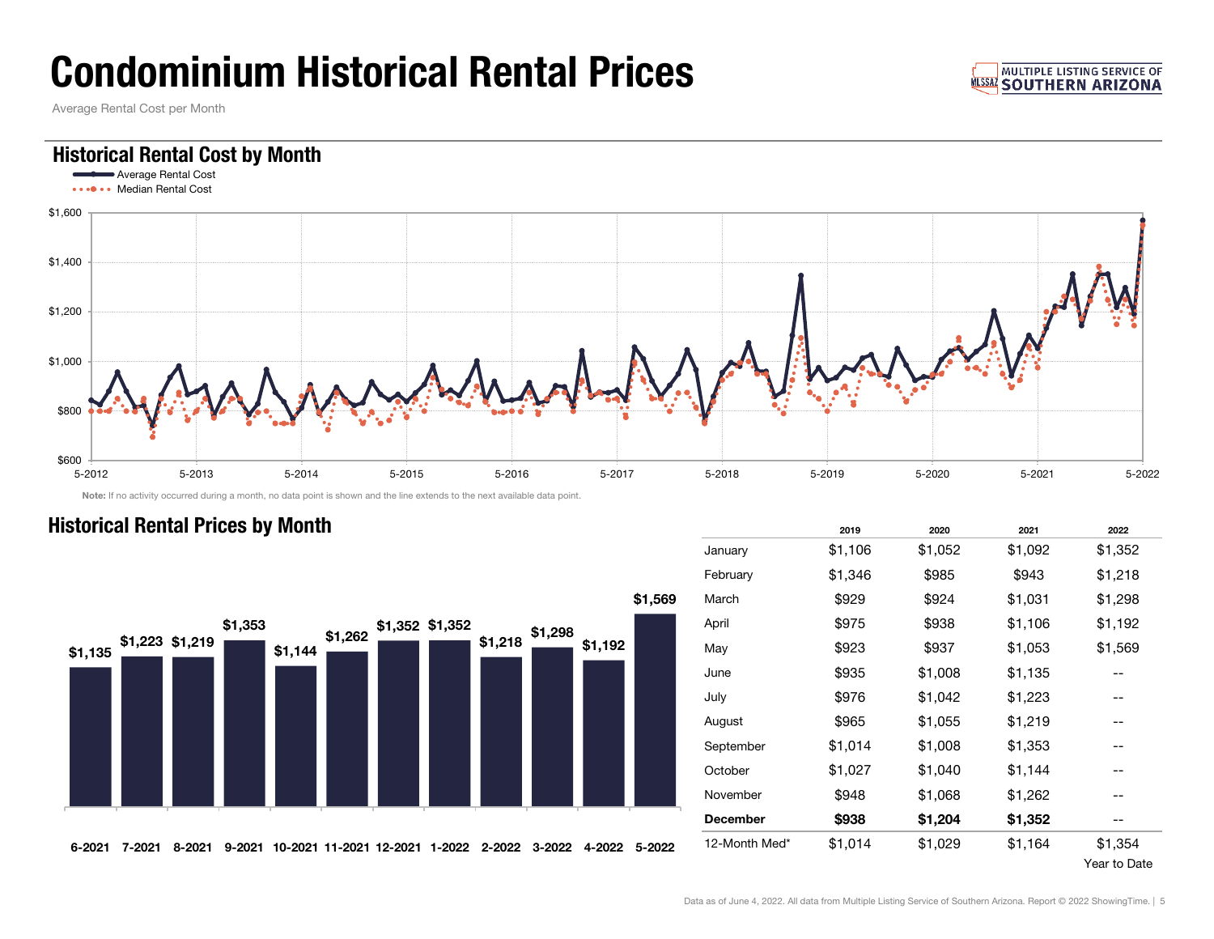# Condominium Historical Rental Prices

Average Rental Cost per Month

## Historical Rental Cost by Month

Average Rental Cost
Median Rental Cost

**Note:** If no activity occurred during a month, no data point is shown and the line extends to the next available data point.

## Historical Rental Prices by Month

| 6-2021 | 7-2021 | 8-2021 | 9-2021 | 10-2021 | 11-2021 | 12-2021 | 1-2022 | 2-2022 | 3-2022 | 4-2022 | 5-2022 |
|---|---|---|---|---|---|---|---|---|---|---|---|
| $1,135 | $1,223 | $1,219 | $1,353 | $1,144 | $1,262 | $1,352 | $1,352 | $1,218 | $1,298 | $1,192 | $1,569 |

| | 2019 | 2020 | 2021 | 2022 |
|---|---|---|---|---|
| January | $1,106 | $1,052 | $1,092 | $1,352 |
| February | $1,346 | $985 | $943 | $1,218 |
| March | $929 | $924 | $1,031 | $1,298 |
| April | $975 | $938 | $1,106 | $1,192 |
| May | $923 | $937 | $1,053 | $1,569 |
| June | $935 | $1,008 | $1,135 | -- |
| July | $976 | $1,042 | $1,223 | -- |
| August | $965 | $1,055 | $1,219 | -- |
| September | $1,014 | $1,008 | $1,353 | -- |
| October | $1,027 | $1,040 | $1,144 | -- |
| November | $948 | $1,068 | $1,262 | -- |
| **December** | **$938** | **$1,204** | **$1,352** | -- |
| 12-Month Med* | $1,014 | $1,029 | $1,164 | $1,354 Year to Date |

Data as of June 4, 2022. All data from Multiple Listing Service of Southern Arizona. Report © 2022 ShowingTime.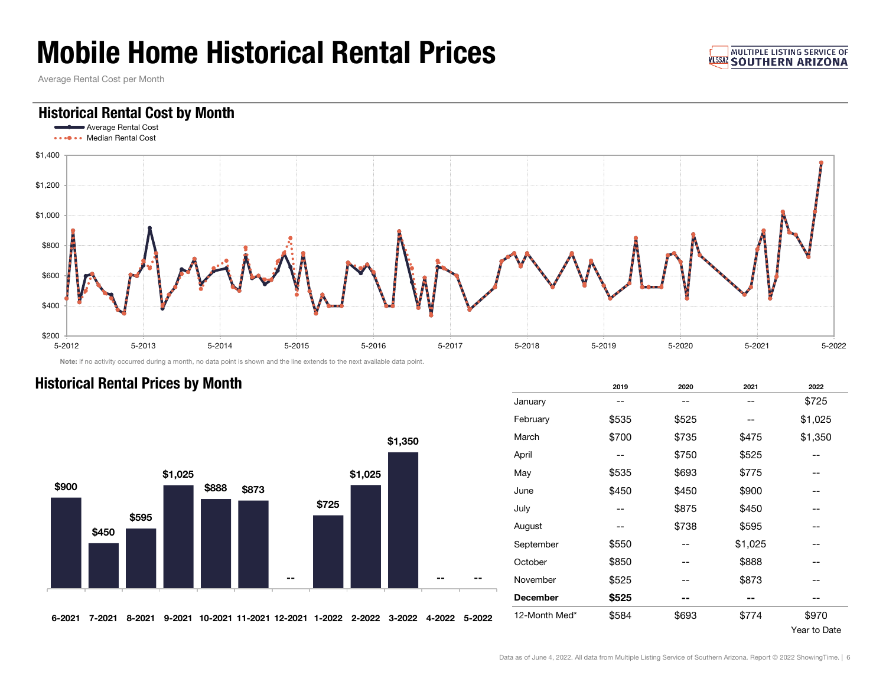# Mobile Home Historical Rental Prices

Average Rental Cost per Month

## Historical Rental Cost by Month

Average Rental Cost
Median Rental Cost

**Note:** If no activity occurred during a month, no data point is shown and the line extends to the next available data point.

## Historical Rental Prices by Month

| 6-2021 | 7-2021 | 8-2021 | 9-2021 | 10-2021 | 11-2021 | 12-2021 | 1-2022 | 2-2022 | 3-2022 | 4-2022 | 5-2022 |
|---|---|---|---|---|---|---|---|---|---|---|---|
| $900 | $450 | $595 | $1,025 | $888 | $873 | -- | $725 | $1,025 | $1,350 | -- | -- |

| | 2019 | 2020 | 2021 | 2022 |
|---|---|---|---|---|
| January | -- | -- | -- | $725 |
| February | $535 | $525 | -- | $1,025 |
| March | $700 | $735 | $475 | $1,350 |
| April | -- | $750 | $525 | -- |
| May | $535 | $693 | $775 | -- |
| June | $450 | $450 | $900 | -- |
| July | -- | $875 | $450 | -- |
| August | -- | $738 | $595 | -- |
| September | $550 | -- | $1,025 | -- |
| October | $850 | -- | $888 | -- |
| November | $525 | -- | $873 | -- |
| **December** | **$525** | **--** | **--** | -- |
| 12-Month Med* | $584 | $693 | $774 | $970 |

Year to Date

Data as of June 4, 2022. All data from Multiple Listing Service of Southern Arizona. Report © 2022 ShowingTime.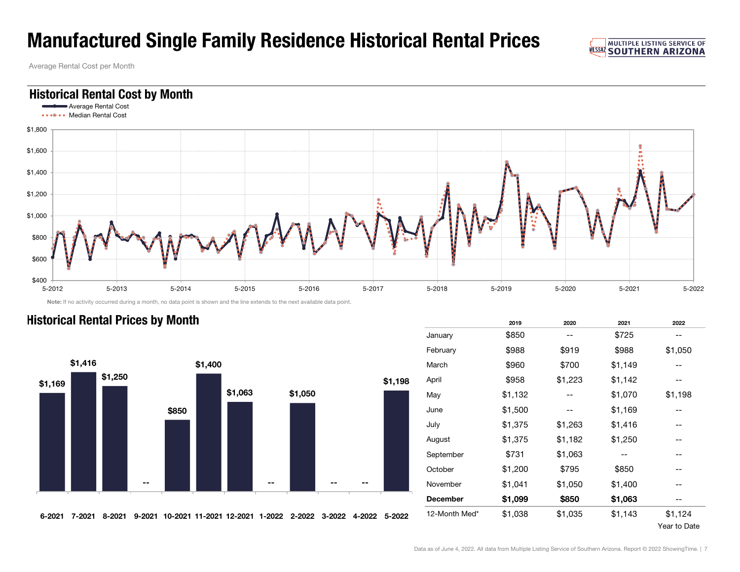# Manufactured Single Family Residence Historical Rental Prices

Average Rental Cost per Month

## Historical Rental Cost by Month

Average Rental Cost
Median Rental Cost

Note: If no activity occurred during a month, no data point is shown and the line extends to the next available data point.

## Historical Rental Prices by Month

| 6-2021 | 7-2021 | 8-2021 | 9-2021 | 10-2021 | 11-2021 | 12-2021 | 1-2022 | 2-2022 | 3-2022 | 4-2022 | 5-2022 |
|---|---|---|---|---|---|---|---|---|---|---|---|
| $1,169 | $1,416 | $1,250 | -- | $850 | $1,400 | $1,063 | -- | $1,050 | -- | -- | $1,198 |

| | 2019 | 2020 | 2021 | 2022 |
|---|---|---|---|---|
| January | $850 | -- | $725 | -- |
| February | $988 | $919 | $988 | $1,050 |
| March | $960 | $700 | $1,149 | -- |
| April | $958 | $1,223 | $1,142 | -- |
| May | $1,132 | -- | $1,070 | $1,198 |
| June | $1,500 | -- | $1,169 | -- |
| July | $1,375 | $1,263 | $1,416 | -- |
| August | $1,375 | $1,182 | $1,250 | -- |
| September | $731 | $1,063 | -- | -- |
| October | $1,200 | $795 | $850 | -- |
| November | $1,041 | $1,050 | $1,400 | -- |
| **December** | **$1,099** | **$850** | **$1,063** | -- |
| 12-Month Med* | $1,038 | $1,035 | $1,143 | $1,124 Year to Date |

Data as of June 4, 2022. All data from Multiple Listing Service of Southern Arizona. Report © 2022 ShowingTime.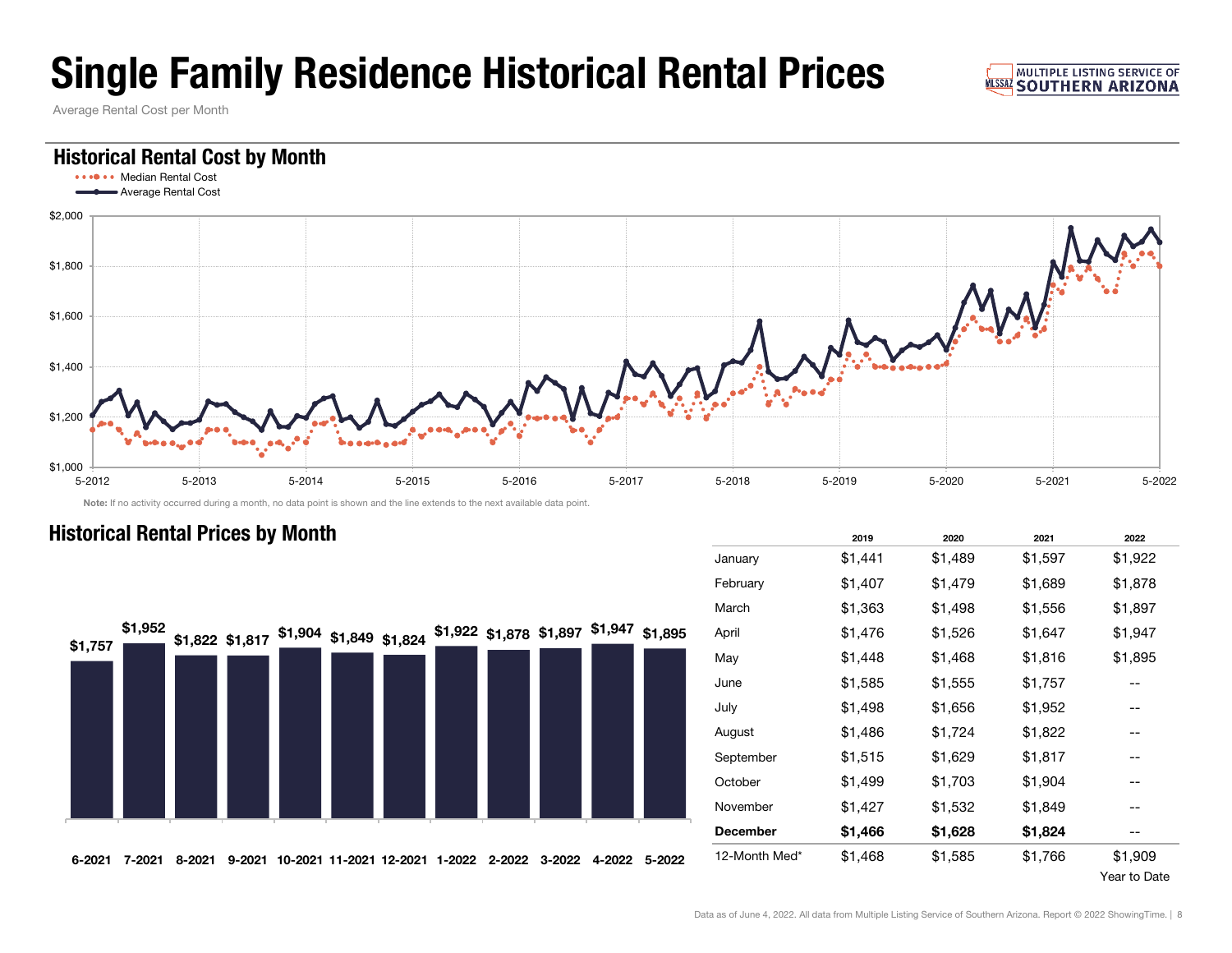# Single Family Residence Historical Rental Prices

Average Rental Cost per Month

## Historical Rental Cost by Month

Median Rental Cost
Average Rental Cost

Note: If no activity occurred during a month, no data point is shown and the line extends to the next available data point.

## Historical Rental Prices by Month

| 6-2021 | 7-2021 | 8-2021 | 9-2021 | 10-2021 | 11-2021 | 12-2021 | 1-2022 | 2-2022 | 3-2022 | 4-2022 | 5-2022 |
|---|---|---|---|---|---|---|---|---|---|---|---|
| $1,757 | $1,952 | $1,822 | $1,817 | $1,904 | $1,849 | $1,824 | $1,922 | $1,878 | $1,897 | $1,947 | $1,895 |

| | 2019 | 2020 | 2021 | 2022 |
|---|---|---|---|---|
| January | $1,441 | $1,489 | $1,597 | $1,922 |
| February | $1,407 | $1,479 | $1,689 | $1,878 |
| March | $1,363 | $1,498 | $1,556 | $1,897 |
| April | $1,476 | $1,526 | $1,647 | $1,947 |
| May | $1,448 | $1,468 | $1,816 | $1,895 |
| June | $1,585 | $1,555 | $1,757 | -- |
| July | $1,498 | $1,656 | $1,952 | -- |
| August | $1,486 | $1,724 | $1,822 | -- |
| September | $1,515 | $1,629 | $1,817 | -- |
| October | $1,499 | $1,703 | $1,904 | -- |
| November | $1,427 | $1,532 | $1,849 | -- |
| **December** | **$1,466** | **$1,628** | **$1,824** | -- |
| 12-Month Med* | $1,468 | $1,585 | $1,766 | $1,909 Year to Date |

Data as of June 4, 2022. All data from Multiple Listing Service of Southern Arizona. Report © 2022 ShowingTime.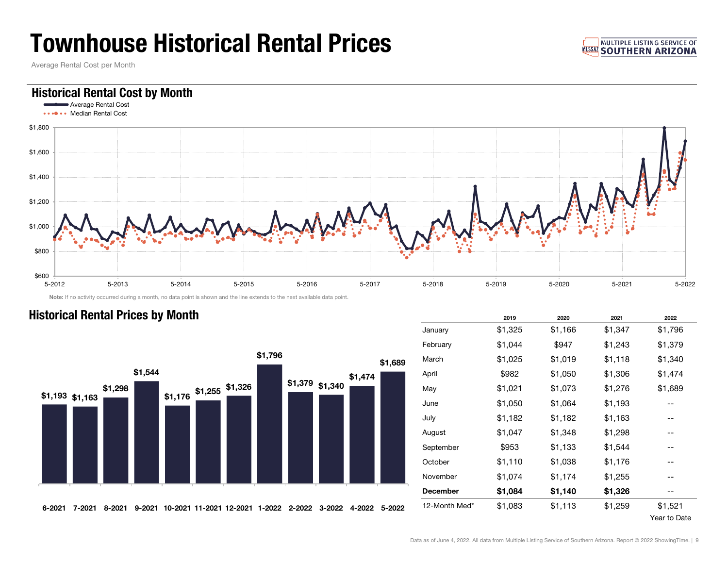# Townhouse Historical Rental Prices

Average Rental Cost per Month

## Historical Rental Cost by Month

Average Rental Cost
Median Rental Cost

**Note:** If no activity occurred during a month, no data point is shown and the line extends to the next available data point.

## Historical Rental Prices by Month

| 6-2021 | 7-2021 | 8-2021 | 9-2021 | 10-2021 | 11-2021 | 12-2021 | 1-2022 | 2-2022 | 3-2022 | 4-2022 | 5-2022 |
|---|---|---|---|---|---|---|---|---|---|---|---|
| $1,193 | $1,163 | $1,298 | $1,544 | $1,176 | $1,255 | $1,326 | $1,796 | $1,379 | $1,340 | $1,474 | $1,689 |

| | 2019 | 2020 | 2021 | 2022 |
|---|---|---|---|---|
| January | $1,325 | $1,166 | $1,347 | $1,796 |
| February | $1,044 | $947 | $1,243 | $1,379 |
| March | $1,025 | $1,019 | $1,118 | $1,340 |
| April | $982 | $1,050 | $1,306 | $1,474 |
| May | $1,021 | $1,073 | $1,276 | $1,689 |
| June | $1,050 | $1,064 | $1,193 | -- |
| July | $1,182 | $1,182 | $1,163 | -- |
| August | $1,047 | $1,348 | $1,298 | -- |
| September | $953 | $1,133 | $1,544 | -- |
| October | $1,110 | $1,038 | $1,176 | -- |
| November | $1,074 | $1,174 | $1,255 | -- |
| **December** | **$1,084** | **$1,140** | **$1,326** | -- |
| 12-Month Med* | $1,083 | $1,113 | $1,259 | $1,521 |

Year to Date

Data as of June 4, 2022. All data from Multiple Listing Service of Southern Arizona. Report © 2022 ShowingTime.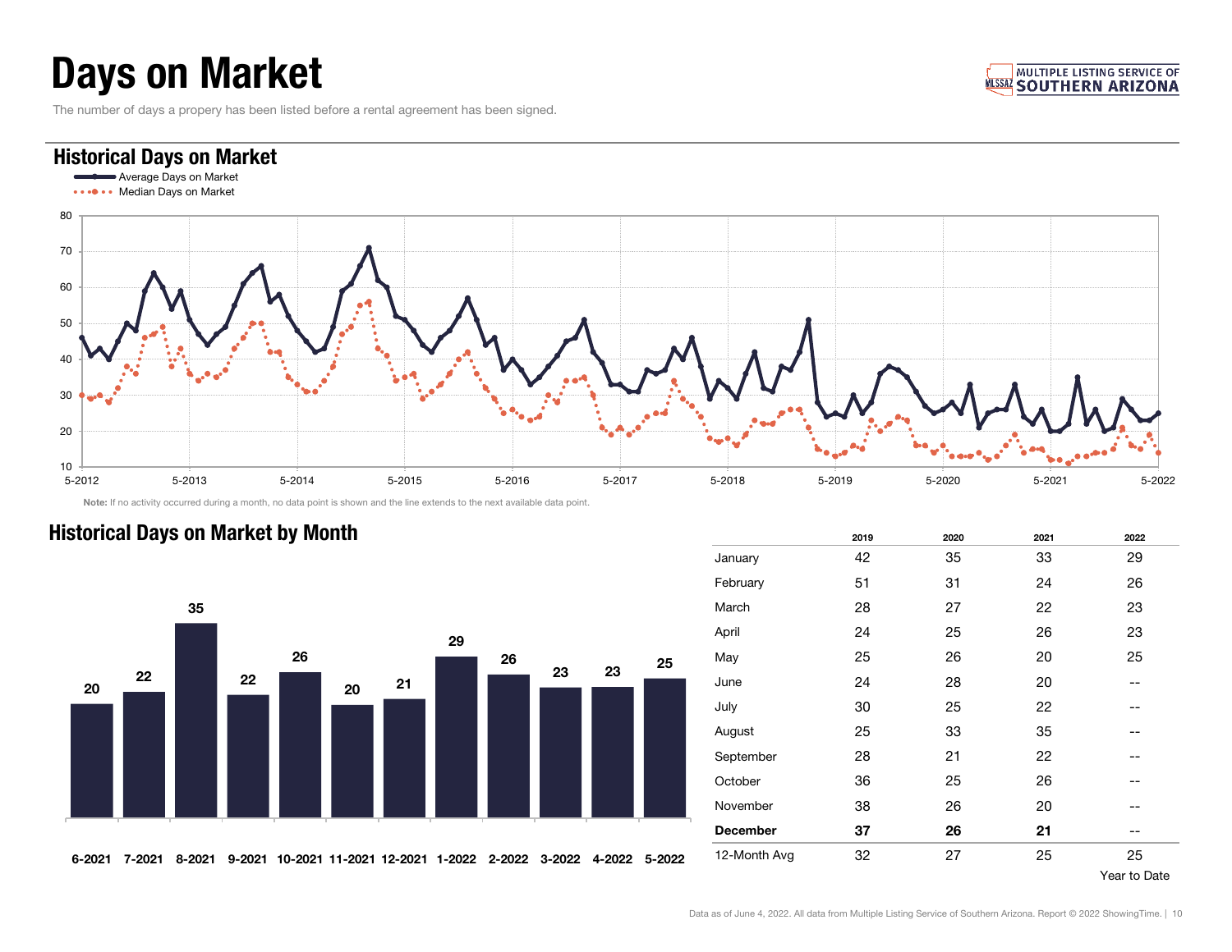# Days on Market

The number of days a propery has been listed before a rental agreement has been signed.

MULTIPLE LISTING SERVICE OF SOUTHERN ARIZONA

## Historical Days on Market

Average Days on Market
Median Days on Market

**Note:** If no activity occurred during a month, no data point is shown and the line extends to the next available data point.

## Historical Days on Market by Month

| 6-2021 | 7-2021 | 8-2021 | 9-2021 | 10-2021 | 11-2021 | 12-2021 | 1-2022 | 2-2022 | 3-2022 | 4-2022 | 5-2022 |
|---|---|---|---|---|---|---|---|---|---|---|---|
| 20 | 22 | 35 | 22 | 26 | 20 | 21 | 29 | 26 | 23 | 23 | 25 |

| | 2019 | 2020 | 2021 | 2022 |
|---|---|---|---|---|
| January | 42 | 35 | 33 | 29 |
| February | 51 | 31 | 24 | 26 |
| March | 28 | 27 | 22 | 23 |
| April | 24 | 25 | 26 | 23 |
| May | 25 | 26 | 20 | 25 |
| June | 24 | 28 | 20 | -- |
| July | 30 | 25 | 22 | -- |
| August | 25 | 33 | 35 | -- |
| September | 28 | 21 | 22 | -- |
| October | 36 | 25 | 26 | -- |
| November | 38 | 26 | 20 | -- |
| **December** | **37** | **26** | **21** | -- |
| 12-Month Avg | 32 | 27 | 25 | 25 |

Year to Date

Data as of June 4, 2022. All data from Multiple Listing Service of Southern Arizona. Report © 2022 ShowingTime.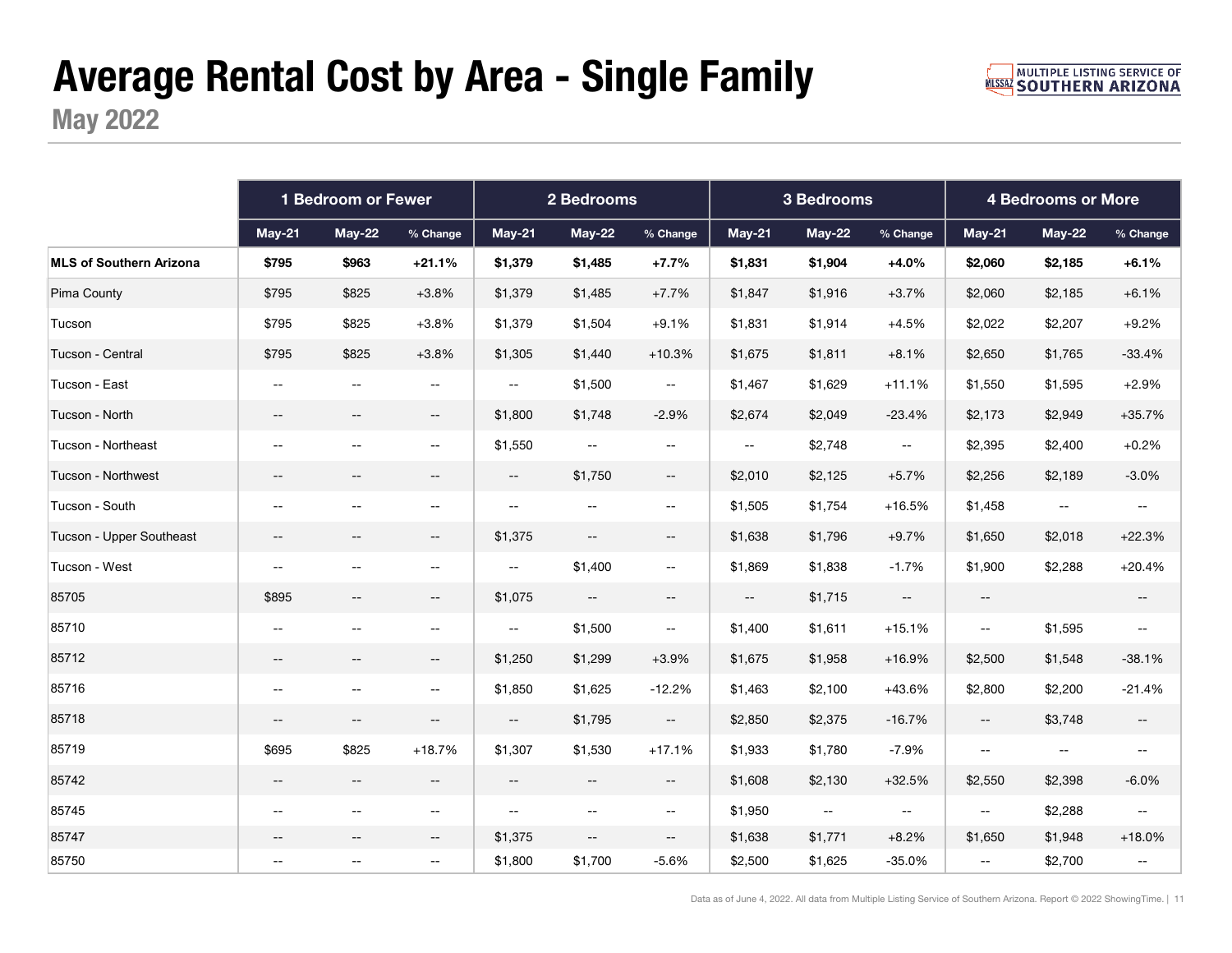# Average Rental Cost by Area - Single Family

## May 2022

| | 1 Bedroom or Fewer | | | 2 Bedrooms | | | 3 Bedrooms | | | 4 Bedrooms or More | | |
|---|---|---|---|---|---|---|---|---|---|---|---|---|
| | May-21 | May-22 | % Change | May-21 | May-22 | % Change | May-21 | May-22 | % Change | May-21 | May-22 | % Change |
| **MLS of Southern Arizona** | **$795** | **$963** | **+21.1%** | **$1,379** | **$1,485** | **+7.7%** | **$1,831** | **$1,904** | **+4.0%** | **$2,060** | **$2,185** | **+6.1%** |
| Pima County | $795 | $825 | +3.8% | $1,379 | $1,485 | +7.7% | $1,847 | $1,916 | +3.7% | $2,060 | $2,185 | +6.1% |
| Tucson | $795 | $825 | +3.8% | $1,379 | $1,504 | +9.1% | $1,831 | $1,914 | +4.5% | $2,022 | $2,207 | +9.2% |
| Tucson - Central | $795 | $825 | +3.8% | $1,305 | $1,440 | +10.3% | $1,675 | $1,811 | +8.1% | $2,650 | $1,765 | -33.4% |
| Tucson - East | -- | -- | -- | -- | $1,500 | -- | $1,467 | $1,629 | +11.1% | $1,550 | $1,595 | +2.9% |
| Tucson - North | -- | -- | -- | $1,800 | $1,748 | -2.9% | $2,674 | $2,049 | -23.4% | $2,173 | $2,949 | +35.7% |
| Tucson - Northeast | -- | -- | -- | $1,550 | -- | -- | -- | $2,748 | -- | $2,395 | $2,400 | +0.2% |
| Tucson - Northwest | -- | -- | -- | -- | $1,750 | -- | $2,010 | $2,125 | +5.7% | $2,256 | $2,189 | -3.0% |
| Tucson - South | -- | -- | -- | -- | -- | -- | $1,505 | $1,754 | +16.5% | $1,458 | -- | -- |
| Tucson - Upper Southeast | -- | -- | -- | $1,375 | -- | -- | $1,638 | $1,796 | +9.7% | $1,650 | $2,018 | +22.3% |
| Tucson - West | -- | -- | -- | -- | $1,400 | -- | $1,869 | $1,838 | -1.7% | $1,900 | $2,288 | +20.4% |
| 85705 | $895 | -- | -- | $1,075 | -- | -- | -- | $1,715 | -- | -- | | -- |
| 85710 | -- | -- | -- | -- | $1,500 | -- | $1,400 | $1,611 | +15.1% | -- | $1,595 | -- |
| 85712 | -- | -- | -- | $1,250 | $1,299 | +3.9% | $1,675 | $1,958 | +16.9% | $2,500 | $1,548 | -38.1% |
| 85716 | -- | -- | -- | $1,850 | $1,625 | -12.2% | $1,463 | $2,100 | +43.6% | $2,800 | $2,200 | -21.4% |
| 85718 | -- | -- | -- | -- | $1,795 | -- | $2,850 | $2,375 | -16.7% | -- | $3,748 | -- |
| 85719 | $695 | $825 | +18.7% | $1,307 | $1,530 | +17.1% | $1,933 | $1,780 | -7.9% | -- | -- | -- |
| 85742 | -- | -- | -- | -- | -- | -- | $1,608 | $2,130 | +32.5% | $2,550 | $2,398 | -6.0% |
| 85745 | -- | -- | -- | -- | -- | -- | $1,950 | -- | -- | -- | $2,288 | -- |
| 85747 | -- | -- | -- | $1,375 | -- | -- | $1,638 | $1,771 | +8.2% | $1,650 | $1,948 | +18.0% |
| 85750 | -- | -- | -- | $1,800 | $1,700 | -5.6% | $2,500 | $1,625 | -35.0% | -- | $2,700 | -- |

Data as of June 4, 2022. All data from Multiple Listing Service of Southern Arizona. Report © 2022 ShowingTime.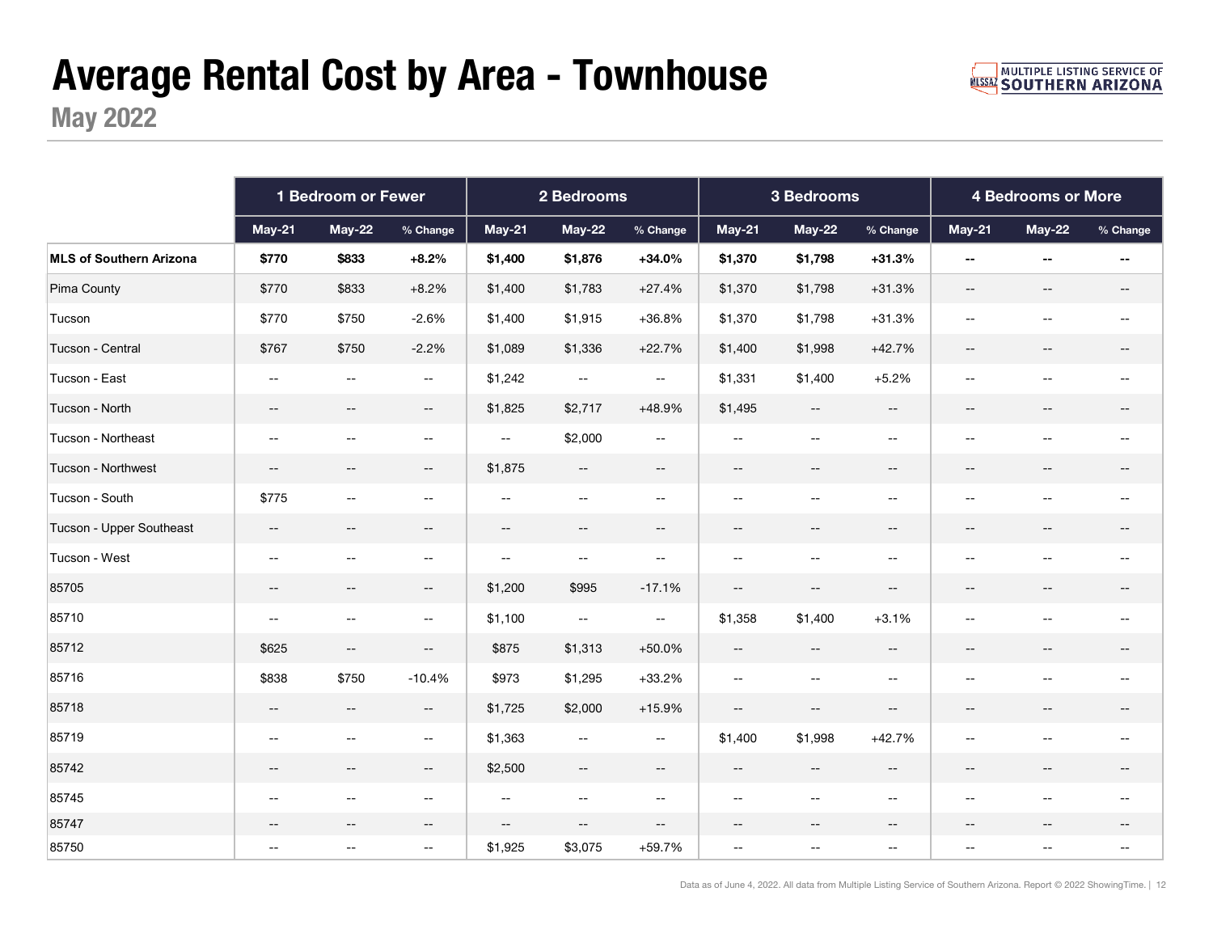# Average Rental Cost by Area - Townhouse

## May 2022

| | 1 Bedroom or Fewer | | | 2 Bedrooms | | | 3 Bedrooms | | | 4 Bedrooms or More | | |
|---|---|---|---|---|---|---|---|---|---|---|---|---|
| | May-21 | May-22 | % Change | May-21 | May-22 | % Change | May-21 | May-22 | % Change | May-21 | May-22 | % Change |
| **MLS of Southern Arizona** | **$770** | **$833** | **+8.2%** | **$1,400** | **$1,876** | **+34.0%** | **$1,370** | **$1,798** | **+31.3%** | **--** | **--** | **--** |
| Pima County | $770 | $833 | +8.2% | $1,400 | $1,783 | +27.4% | $1,370 | $1,798 | +31.3% | -- | -- | -- |
| Tucson | $770 | $750 | -2.6% | $1,400 | $1,915 | +36.8% | $1,370 | $1,798 | +31.3% | -- | -- | -- |
| Tucson - Central | $767 | $750 | -2.2% | $1,089 | $1,336 | +22.7% | $1,400 | $1,998 | +42.7% | -- | -- | -- |
| Tucson - East | -- | -- | -- | $1,242 | -- | -- | $1,331 | $1,400 | +5.2% | -- | -- | -- |
| Tucson - North | -- | -- | -- | $1,825 | $2,717 | +48.9% | $1,495 | -- | -- | -- | -- | -- |
| Tucson - Northeast | -- | -- | -- | -- | $2,000 | -- | -- | -- | -- | -- | -- | -- |
| Tucson - Northwest | -- | -- | -- | $1,875 | -- | -- | -- | -- | -- | -- | -- | -- |
| Tucson - South | $775 | -- | -- | -- | -- | -- | -- | -- | -- | -- | -- | -- |
| Tucson - Upper Southeast | -- | -- | -- | -- | -- | -- | -- | -- | -- | -- | -- | -- |
| Tucson - West | -- | -- | -- | -- | -- | -- | -- | -- | -- | -- | -- | -- |
| 85705 | -- | -- | -- | $1,200 | $995 | -17.1% | -- | -- | -- | -- | -- | -- |
| 85710 | -- | -- | -- | $1,100 | -- | -- | $1,358 | $1,400 | +3.1% | -- | -- | -- |
| 85712 | $625 | -- | -- | $875 | $1,313 | +50.0% | -- | -- | -- | -- | -- | -- |
| 85716 | $838 | $750 | -10.4% | $973 | $1,295 | +33.2% | -- | -- | -- | -- | -- | -- |
| 85718 | -- | -- | -- | $1,725 | $2,000 | +15.9% | -- | -- | -- | -- | -- | -- |
| 85719 | -- | -- | -- | $1,363 | -- | -- | $1,400 | $1,998 | +42.7% | -- | -- | -- |
| 85742 | -- | -- | -- | $2,500 | -- | -- | -- | -- | -- | -- | -- | -- |
| 85745 | -- | -- | -- | -- | -- | -- | -- | -- | -- | -- | -- | -- |
| 85747 | -- | -- | -- | -- | -- | -- | -- | -- | -- | -- | -- | -- |
| 85750 | -- | -- | -- | $1,925 | $3,075 | +59.7% | -- | -- | -- | -- | -- | -- |

Data as of June 4, 2022. All data from Multiple Listing Service of Southern Arizona. Report © 2022 ShowingTime.